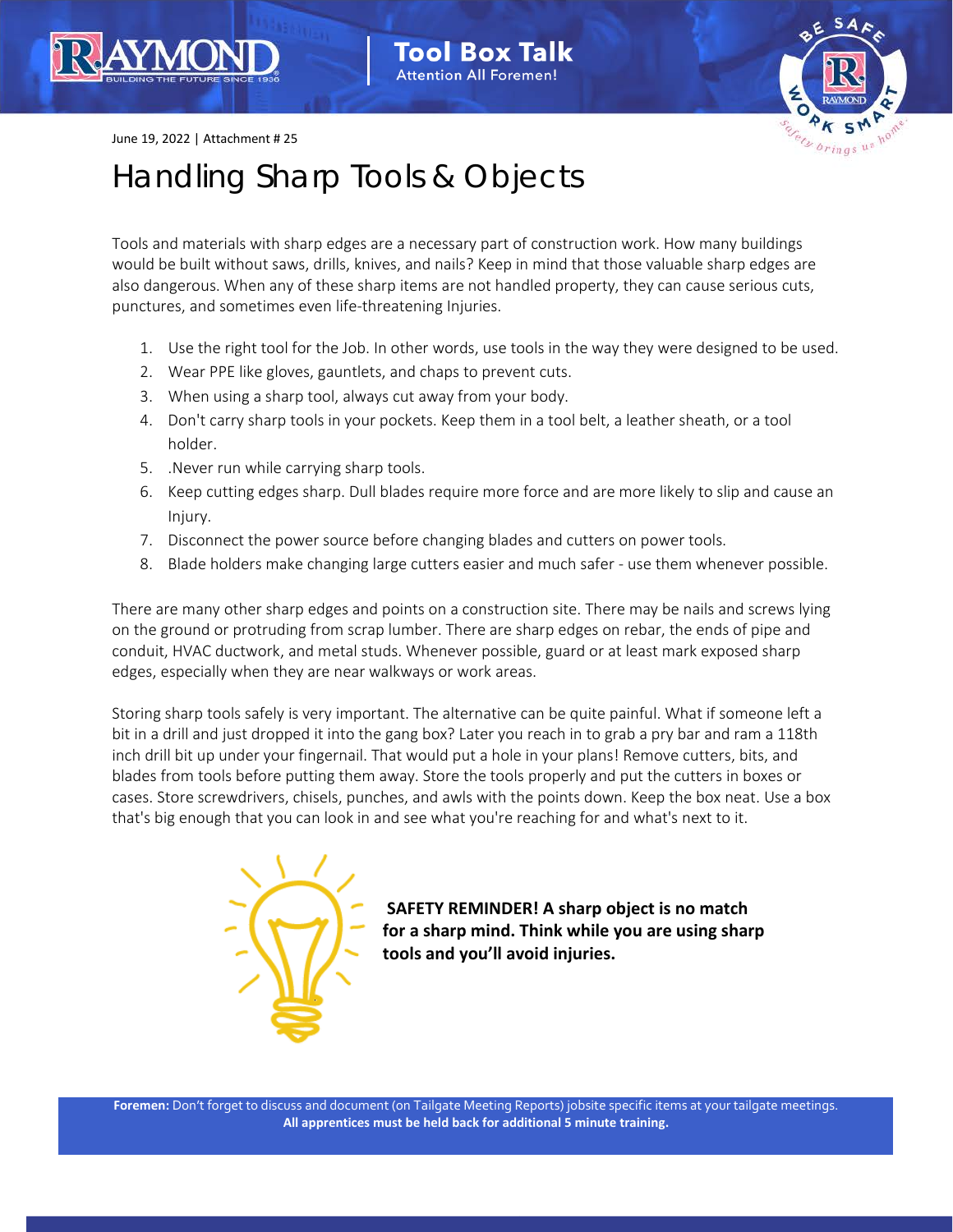Tool Box Talk
Attention All Foremen!

June 19, 2022 | Attachment # 25

# Handling Sharp Tools & Objects

Tools and materials with sharp edges are a necessary part of construction work. How many buildings would be built without saws, drills, knives, and nails? Keep in mind that those valuable sharp edges are also dangerous. When any of these sharp items are not handled property, they can cause serious cuts, punctures, and sometimes even life-threatening Injuries.

1. Use the right tool for the Job. In other words, use tools in the way they were designed to be used.
2. Wear PPE like gloves, gauntlets, and chaps to prevent cuts.
3. When using a sharp tool, always cut away from your body.
4. Don't carry sharp tools in your pockets. Keep them in a tool belt, a leather sheath, or a tool holder.
5. .Never run while carrying sharp tools.
6. Keep cutting edges sharp. Dull blades require more force and are more likely to slip and cause an Injury.
7. Disconnect the power source before changing blades and cutters on power tools.
8. Blade holders make changing large cutters easier and much safer - use them whenever possible.

There are many other sharp edges and points on a construction site. There may be nails and screws lying on the ground or protruding from scrap lumber. There are sharp edges on rebar, the ends of pipe and conduit, HVAC ductwork, and metal studs. Whenever possible, guard or at least mark exposed sharp edges, especially when they are near walkways or work areas.

Storing sharp tools safely is very important. The alternative can be quite painful. What if someone left a bit in a drill and just dropped it into the gang box? Later you reach in to grab a pry bar and ram a 118th inch drill bit up under your fingernail. That would put a hole in your plans! Remove cutters, bits, and blades from tools before putting them away. Store the tools properly and put the cutters in boxes or cases. Store screwdrivers, chisels, punches, and awls with the points down. Keep the box neat. Use a box that's big enough that you can look in and see what you're reaching for and what's next to it.

**SAFETY REMINDER! A sharp object is no match for a sharp mind. Think while you are using sharp tools and you'll avoid injuries.**

**Foremen:** Don't forget to discuss and document (on Tailgate Meeting Reports) jobsite specific items at your tailgate meetings.
**All apprentices must be held back for additional 5 minute training.**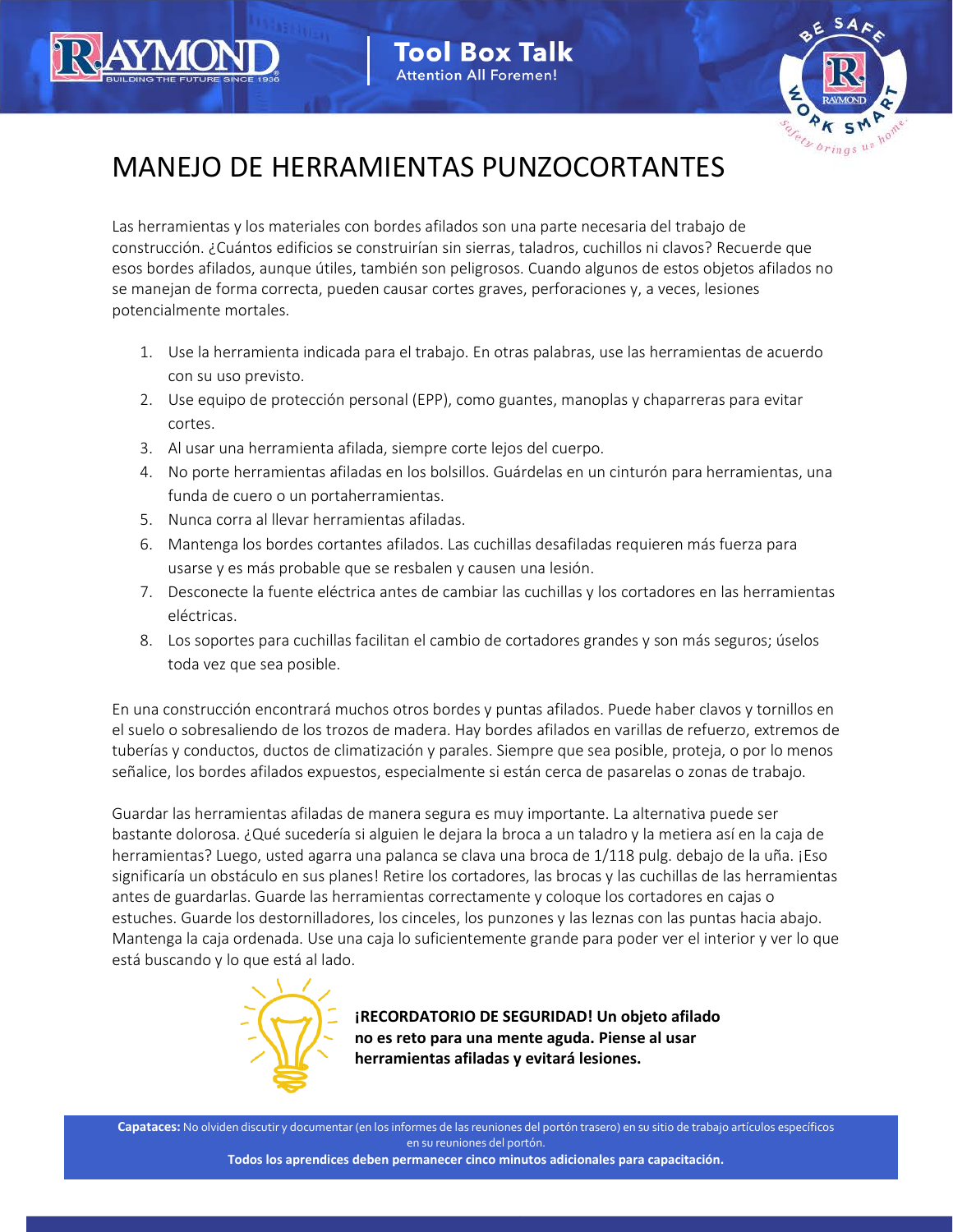# MANEJO DE HERRAMIENTAS PUNZOCORTANTES

Las herramientas y los materiales con bordes afilados son una parte necesaria del trabajo de construcción. ¿Cuántos edificios se construirían sin sierras, taladros, cuchillos ni clavos? Recuerde que esos bordes afilados, aunque útiles, también son peligrosos. Cuando algunos de estos objetos afilados no se manejan de forma correcta, pueden causar cortes graves, perforaciones y, a veces, lesiones potencialmente mortales.

1. Use la herramienta indicada para el trabajo. En otras palabras, use las herramientas de acuerdo con su uso previsto.
2. Use equipo de protección personal (EPP), como guantes, manoplas y chaparreras para evitar cortes.
3. Al usar una herramienta afilada, siempre corte lejos del cuerpo.
4. No porte herramientas afiladas en los bolsillos. Guárdelas en un cinturón para herramientas, una funda de cuero o un portaherramientas.
5. Nunca corra al llevar herramientas afiladas.
6. Mantenga los bordes cortantes afilados. Las cuchillas desafiladas requieren más fuerza para usarse y es más probable que se resbalen y causen una lesión.
7. Desconecte la fuente eléctrica antes de cambiar las cuchillas y los cortadores en las herramientas eléctricas.
8. Los soportes para cuchillas facilitan el cambio de cortadores grandes y son más seguros; úselos toda vez que sea posible.

En una construcción encontrará muchos otros bordes y puntas afilados. Puede haber clavos y tornillos en el suelo o sobresaliendo de los trozos de madera. Hay bordes afilados en varillas de refuerzo, extremos de tuberías y conductos, ductos de climatización y parales. Siempre que sea posible, proteja, o por lo menos señalice, los bordes afilados expuestos, especialmente si están cerca de pasarelas o zonas de trabajo.

Guardar las herramientas afiladas de manera segura es muy importante. La alternativa puede ser bastante dolorosa. ¿Qué sucedería si alguien le dejara la broca a un taladro y la metiera así en la caja de herramientas? Luego, usted agarra una palanca se clava una broca de 1/118 pulg. debajo de la uña. ¡Eso significaría un obstáculo en sus planes! Retire los cortadores, las brocas y las cuchillas de las herramientas antes de guardarlas. Guarde las herramientas correctamente y coloque los cortadores en cajas o estuches. Guarde los destornilladores, los cinceles, los punzones y las leznas con las puntas hacia abajo. Mantenga la caja ordenada. Use una caja lo suficientemente grande para poder ver el interior y ver lo que está buscando y lo que está al lado.

**¡RECORDATORIO DE SEGURIDAD! Un objeto afilado no es reto para una mente aguda. Piense al usar herramientas afiladas y evitará lesiones.**

**Capataces:** No olviden discutir y documentar (en los informes de las reuniones del portón trasero) en su sitio de trabajo artículos específicos en su reuniones del portón.

**Todos los aprendices deben permanecer cinco minutos adicionales para capacitación.**